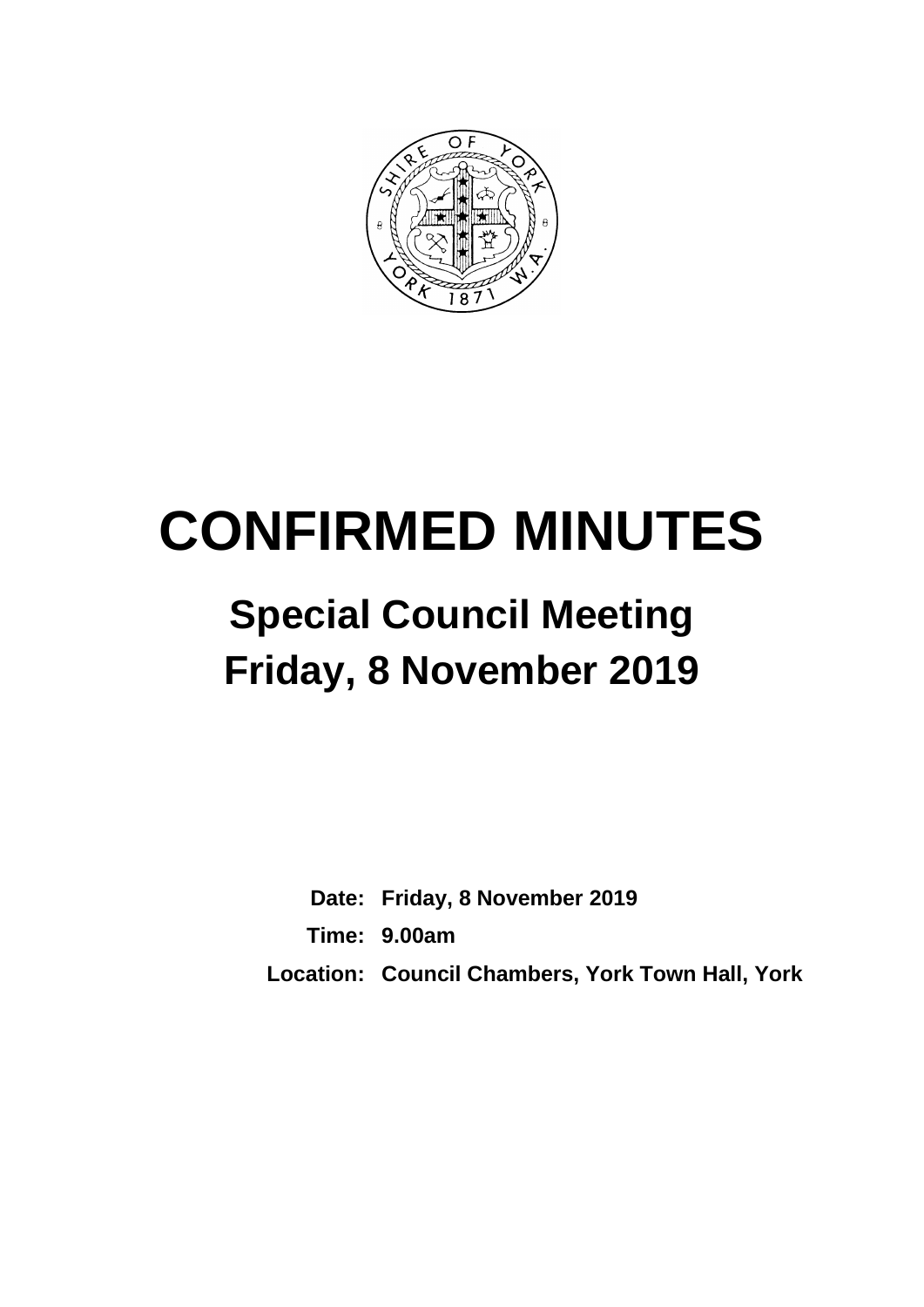# CONFIRMED MINUTES

## Special Council Meeting
## Friday, 8 November 2019

**Date:** Friday, 8 November 2019

**Time:** 9.00am

**Location:** Council Chambers, York Town Hall, York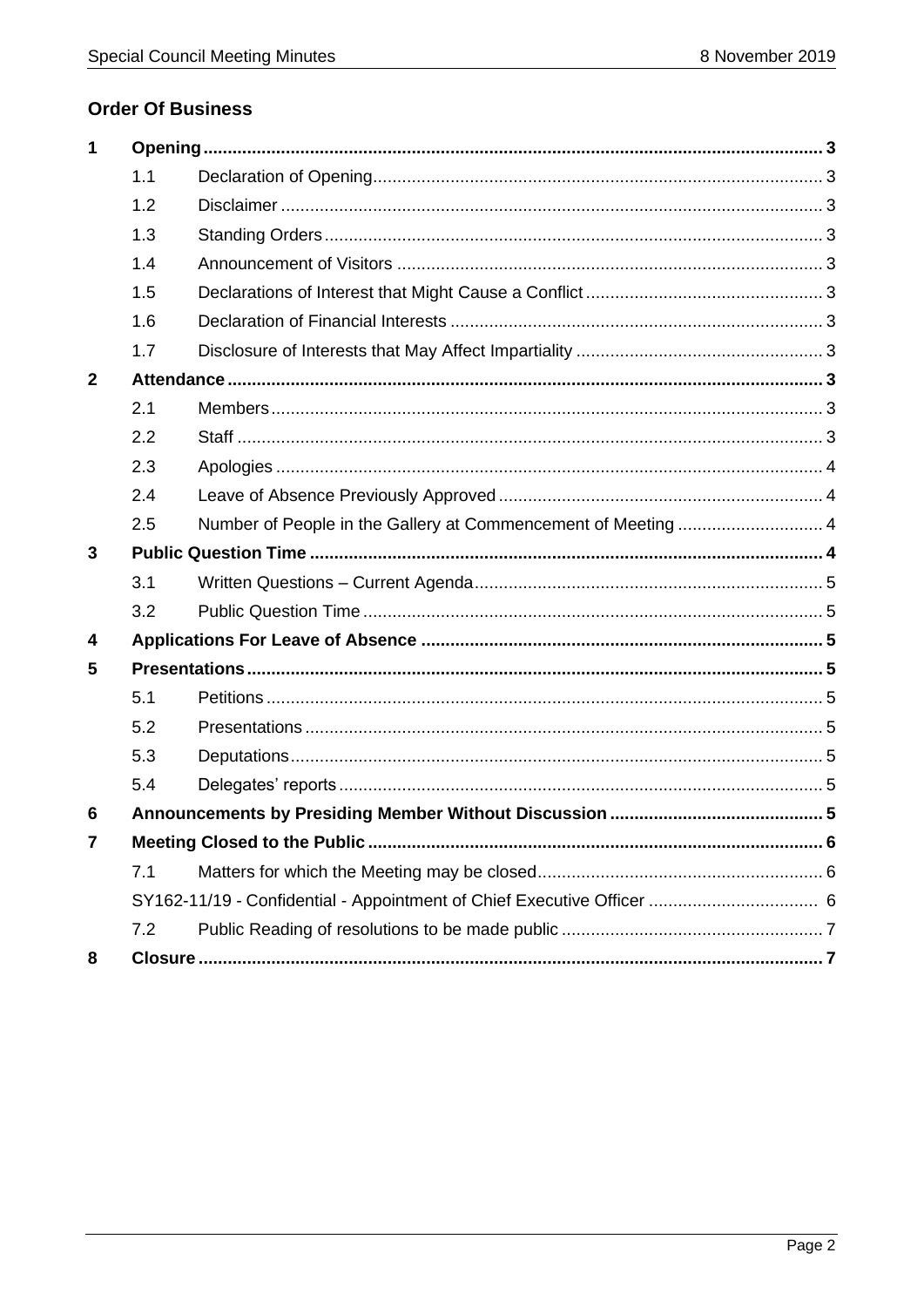## Order Of Business

| | | | |
|---|---|---|---|
| **1** | **Opening** | | **3** |
| | 1.1 | Declaration of Opening | 3 |
| | 1.2 | Disclaimer | 3 |
| | 1.3 | Standing Orders | 3 |
| | 1.4 | Announcement of Visitors | 3 |
| | 1.5 | Declarations of Interest that Might Cause a Conflict | 3 |
| | 1.6 | Declaration of Financial Interests | 3 |
| | 1.7 | Disclosure of Interests that May Affect Impartiality | 3 |
| **2** | **Attendance** | | **3** |
| | 2.1 | Members | 3 |
| | 2.2 | Staff | 3 |
| | 2.3 | Apologies | 4 |
| | 2.4 | Leave of Absence Previously Approved | 4 |
| | 2.5 | Number of People in the Gallery at Commencement of Meeting | 4 |
| **3** | **Public Question Time** | | **4** |
| | 3.1 | Written Questions – Current Agenda | 5 |
| | 3.2 | Public Question Time | 5 |
| **4** | **Applications For Leave of Absence** | | **5** |
| **5** | **Presentations** | | **5** |
| | 5.1 | Petitions | 5 |
| | 5.2 | Presentations | 5 |
| | 5.3 | Deputations | 5 |
| | 5.4 | Delegates' reports | 5 |
| **6** | **Announcements by Presiding Member Without Discussion** | | **5** |
| **7** | **Meeting Closed to the Public** | | **6** |
| | 7.1 | Matters for which the Meeting may be closed | 6 |
| | SY162-11/19 - Confidential - Appointment of Chief Executive Officer | | 6 |
| | 7.2 | Public Reading of resolutions to be made public | 7 |
| **8** | **Closure** | | **7** |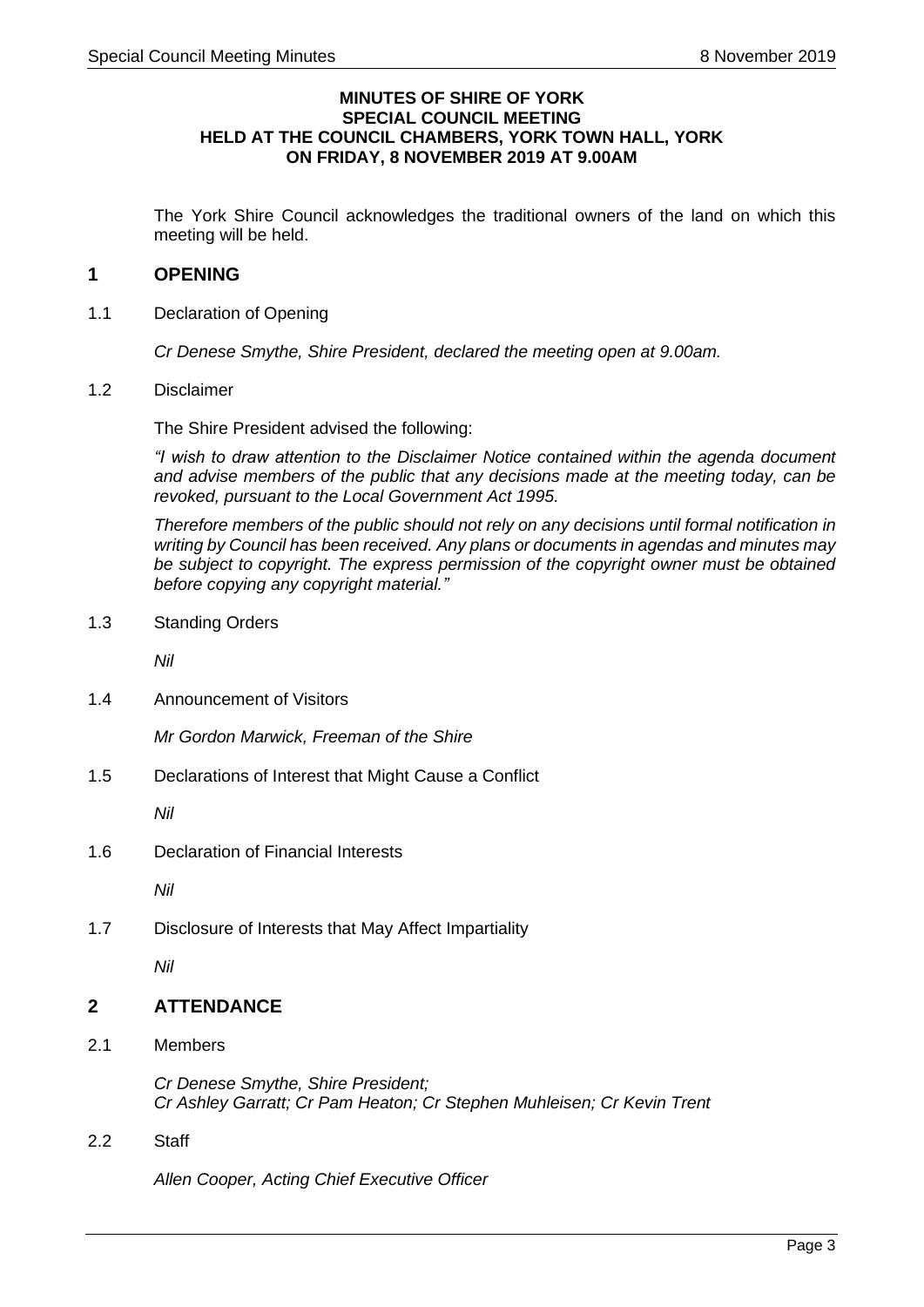**MINUTES OF SHIRE OF YORK**
**SPECIAL COUNCIL MEETING**
**HELD AT THE COUNCIL CHAMBERS, YORK TOWN HALL, YORK**
**ON FRIDAY, 8 NOVEMBER 2019 AT 9.00AM**

The York Shire Council acknowledges the traditional owners of the land on which this meeting will be held.

## 1 OPENING

1.1 Declaration of Opening

*Cr Denese Smythe, Shire President, declared the meeting open at 9.00am.*

1.2 Disclaimer

The Shire President advised the following:

*"I wish to draw attention to the Disclaimer Notice contained within the agenda document and advise members of the public that any decisions made at the meeting today, can be revoked, pursuant to the Local Government Act 1995.*

*Therefore members of the public should not rely on any decisions until formal notification in writing by Council has been received. Any plans or documents in agendas and minutes may be subject to copyright. The express permission of the copyright owner must be obtained before copying any copyright material."*

1.3 Standing Orders

*Nil*

1.4 Announcement of Visitors

*Mr Gordon Marwick, Freeman of the Shire*

1.5 Declarations of Interest that Might Cause a Conflict

*Nil*

1.6 Declaration of Financial Interests

*Nil*

1.7 Disclosure of Interests that May Affect Impartiality

*Nil*

## 2 ATTENDANCE

2.1 Members

*Cr Denese Smythe, Shire President;*
*Cr Ashley Garratt; Cr Pam Heaton; Cr Stephen Muhleisen; Cr Kevin Trent*

2.2 Staff

*Allen Cooper, Acting Chief Executive Officer*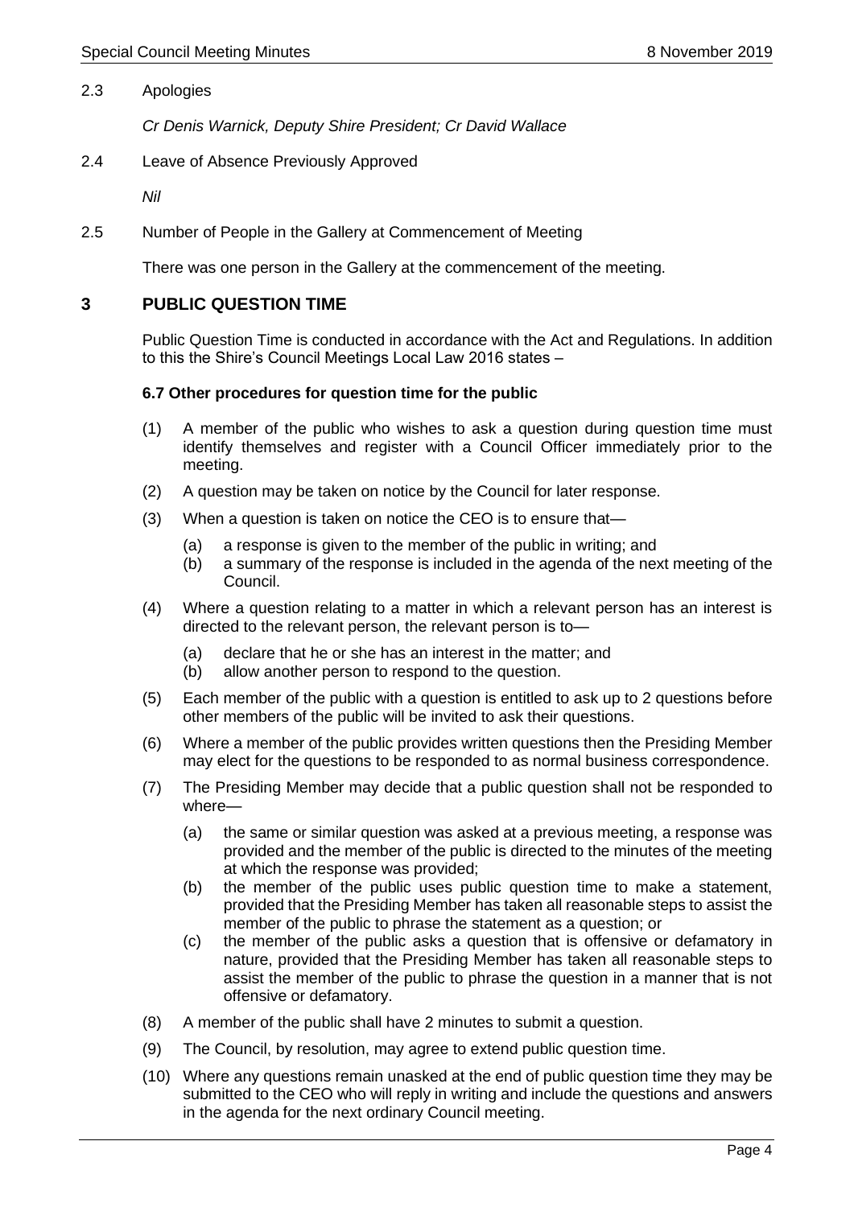2.3 Apologies

*Cr Denis Warnick, Deputy Shire President; Cr David Wallace*

2.4 Leave of Absence Previously Approved

*Nil*

2.5 Number of People in the Gallery at Commencement of Meeting

There was one person in the Gallery at the commencement of the meeting.

## 3 PUBLIC QUESTION TIME

Public Question Time is conducted in accordance with the Act and Regulations. In addition to this the Shire's Council Meetings Local Law 2016 states –

**6.7 Other procedures for question time for the public**

(1) A member of the public who wishes to ask a question during question time must identify themselves and register with a Council Officer immediately prior to the meeting.

(2) A question may be taken on notice by the Council for later response.

(3) When a question is taken on notice the CEO is to ensure that—

  (a) a response is given to the member of the public in writing; and
  (b) a summary of the response is included in the agenda of the next meeting of the Council.

(4) Where a question relating to a matter in which a relevant person has an interest is directed to the relevant person, the relevant person is to—

  (a) declare that he or she has an interest in the matter; and
  (b) allow another person to respond to the question.

(5) Each member of the public with a question is entitled to ask up to 2 questions before other members of the public will be invited to ask their questions.

(6) Where a member of the public provides written questions then the Presiding Member may elect for the questions to be responded to as normal business correspondence.

(7) The Presiding Member may decide that a public question shall not be responded to where—

  (a) the same or similar question was asked at a previous meeting, a response was provided and the member of the public is directed to the minutes of the meeting at which the response was provided;
  (b) the member of the public uses public question time to make a statement, provided that the Presiding Member has taken all reasonable steps to assist the member of the public to phrase the statement as a question; or
  (c) the member of the public asks a question that is offensive or defamatory in nature, provided that the Presiding Member has taken all reasonable steps to assist the member of the public to phrase the question in a manner that is not offensive or defamatory.

(8) A member of the public shall have 2 minutes to submit a question.

(9) The Council, by resolution, may agree to extend public question time.

(10) Where any questions remain unasked at the end of public question time they may be submitted to the CEO who will reply in writing and include the questions and answers in the agenda for the next ordinary Council meeting.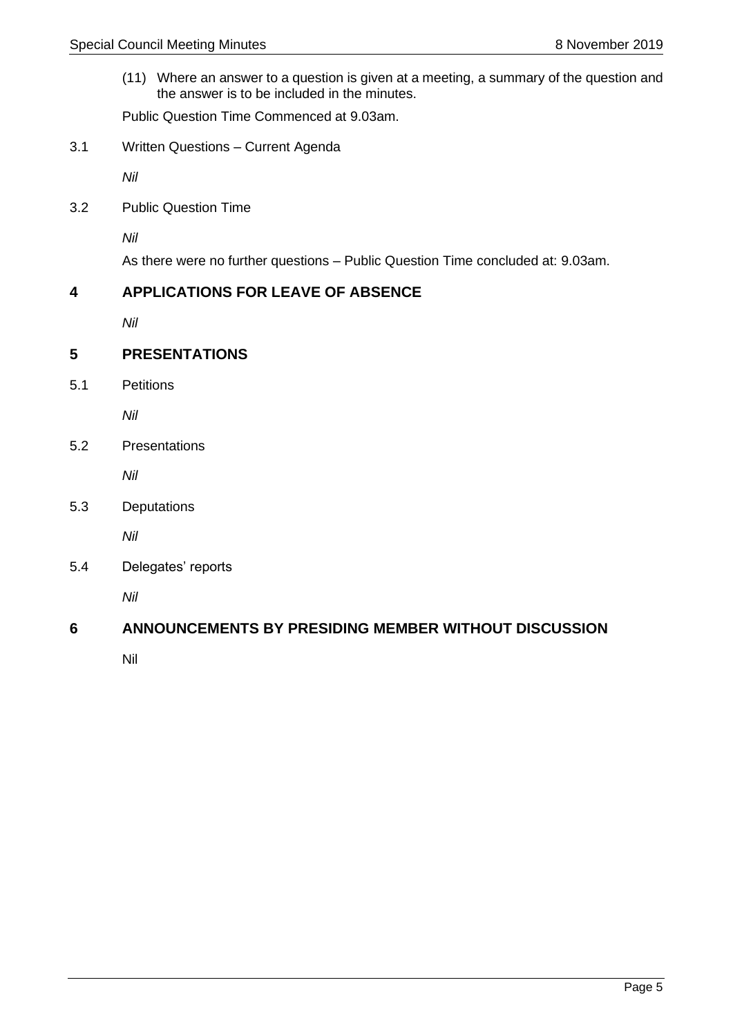(11) Where an answer to a question is given at a meeting, a summary of the question and the answer is to be included in the minutes.

Public Question Time Commenced at 9.03am.

3.1 Written Questions – Current Agenda

*Nil*

3.2 Public Question Time

*Nil*

As there were no further questions – Public Question Time concluded at: 9.03am.

## 4 APPLICATIONS FOR LEAVE OF ABSENCE

*Nil*

## 5 PRESENTATIONS

5.1 Petitions

*Nil*

5.2 Presentations

*Nil*

5.3 Deputations

*Nil*

5.4 Delegates' reports

*Nil*

## 6 ANNOUNCEMENTS BY PRESIDING MEMBER WITHOUT DISCUSSION

Nil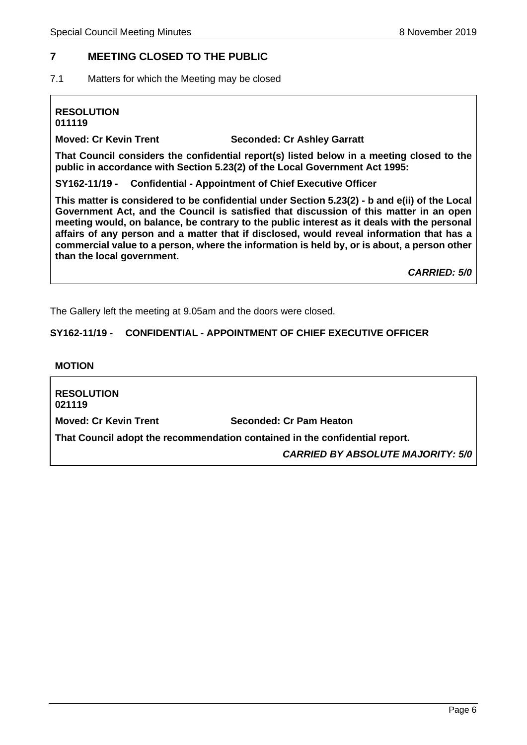## 7 MEETING CLOSED TO THE PUBLIC

7.1 Matters for which the Meeting may be closed

**RESOLUTION**
**011119**

**Moved: Cr Kevin Trent** **Seconded: Cr Ashley Garratt**

**That Council considers the confidential report(s) listed below in a meeting closed to the public in accordance with Section 5.23(2) of the Local Government Act 1995:**

**SY162-11/19 - Confidential - Appointment of Chief Executive Officer**

**This matter is considered to be confidential under Section 5.23(2) - b and e(ii) of the Local Government Act, and the Council is satisfied that discussion of this matter in an open meeting would, on balance, be contrary to the public interest as it deals with the personal affairs of any person and a matter that if disclosed, would reveal information that has a commercial value to a person, where the information is held by, or is about, a person other than the local government.**

***CARRIED: 5/0***

The Gallery left the meeting at 9.05am and the doors were closed.

### SY162-11/19 - CONFIDENTIAL - APPOINTMENT OF CHIEF EXECUTIVE OFFICER

**MOTION**

**RESOLUTION**
**021119**

**Moved: Cr Kevin Trent** **Seconded: Cr Pam Heaton**

**That Council adopt the recommendation contained in the confidential report.**

***CARRIED BY ABSOLUTE MAJORITY: 5/0***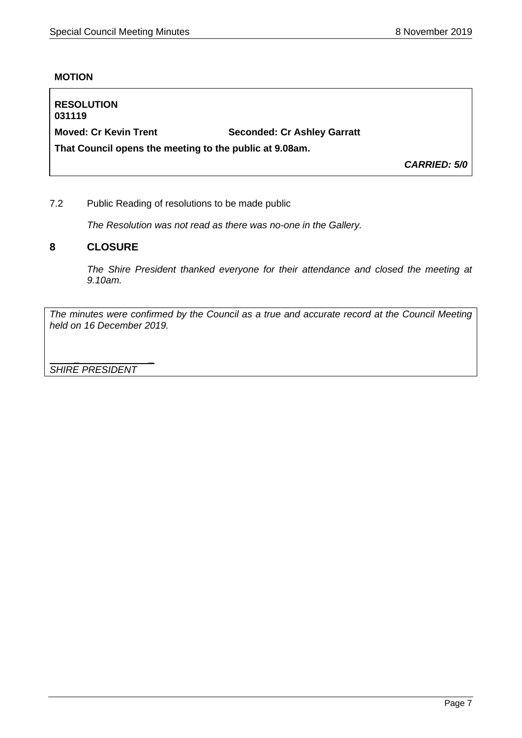**MOTION**

**RESOLUTION**
**031119**

**Moved: Cr Kevin Trent** **Seconded: Cr Ashley Garratt**

**That Council opens the meeting to the public at 9.08am.**

***CARRIED: 5/0***

7.2 Public Reading of resolutions to be made public

*The Resolution was not read as there was no-one in the Gallery.*

## 8 CLOSURE

*The Shire President thanked everyone for their attendance and closed the meeting at 9.10am.*

*The minutes were confirmed by the Council as a true and accurate record at the Council Meeting held on 16 December 2019.*

*SHIRE PRESIDENT*